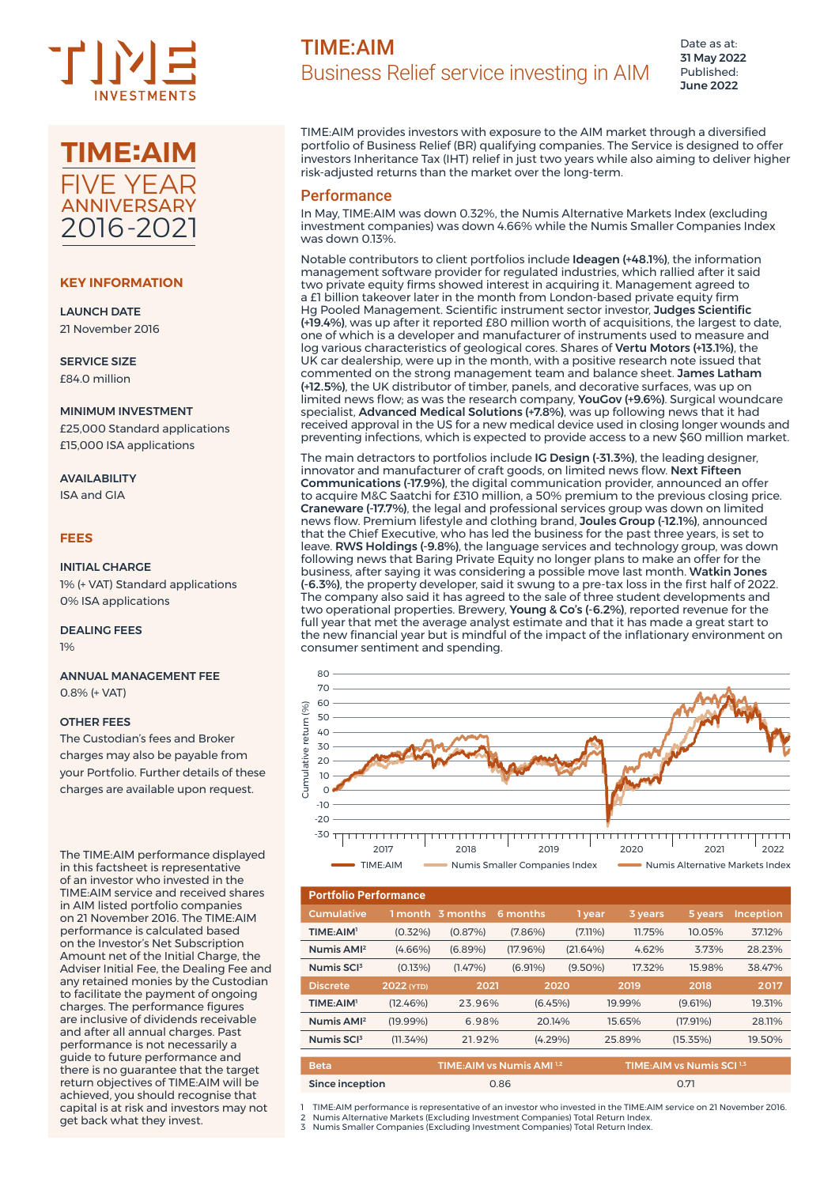# TIME:AIM

## Business Relief service investing in AIM

Date as at: **31 May 2022**
Published: **June 2022**

**TIME:AIM FIVE YEAR ANNIVERSARY 2016-2021**

### KEY INFORMATION

**LAUNCH DATE**
21 November 2016

**SERVICE SIZE**
£84.0 million

**MINIMUM INVESTMENT**
£25,000 Standard applications
£15,000 ISA applications

**AVAILABILITY**
ISA and GIA

### FEES

**INITIAL CHARGE**
1% (+ VAT) Standard applications
0% ISA applications

**DEALING FEES**
1%

**ANNUAL MANAGEMENT FEE**
0.8% (+ VAT)

**OTHER FEES**
The Custodian's fees and Broker charges may also be payable from your Portfolio. Further details of these charges are available upon request.

The TIME:AIM performance displayed in this factsheet is representative of an investor who invested in the TIME:AIM service and received shares in AIM listed portfolio companies on 21 November 2016. The TIME:AIM performance is calculated based on the Investor's Net Subscription Amount net of the Initial Charge, the Adviser Initial Fee, the Dealing Fee and any retained monies by the Custodian to facilitate the payment of ongoing charges. The performance figures are inclusive of dividends receivable and after all annual charges. Past performance is not necessarily a guide to future performance and there is no guarantee that the target return objectives of TIME:AIM will be achieved, you should recognise that capital is at risk and investors may not get back what they invest.

TIME:AIM provides investors with exposure to the AIM market through a diversified portfolio of Business Relief (BR) qualifying companies. The Service is designed to offer investors Inheritance Tax (IHT) relief in just two years while also aiming to deliver higher risk-adjusted returns than the market over the long-term.

## Performance

In May, TIME:AIM was down 0.32%, the Numis Alternative Markets Index (excluding investment companies) was down 4.66% while the Numis Smaller Companies Index was down 0.13%.

Notable contributors to client portfolios include **Ideagen (+48.1%)**, the information management software provider for regulated industries, which rallied after it said two private equity firms showed interest in acquiring it. Management agreed to a £1 billion takeover later in the month from London-based private equity firm Hg Pooled Management. Scientific instrument sector investor, **Judges Scientific (+19.4%)**, was up after it reported £80 million worth of acquisitions, the largest to date, one of which is a developer and manufacturer of instruments used to measure and log various characteristics of geological cores. Shares of **Vertu Motors (+13.1%)**, the UK car dealership, were up in the month, with a positive research note issued that commented on the strong management team and balance sheet. **James Latham (+12.5%)**, the UK distributor of timber, panels, and decorative surfaces, was up on limited news flow; as was the research company, **YouGov (+9.6%)**. Surgical woundcare specialist, **Advanced Medical Solutions (+7.8%)**, was up following news that it had received approval in the US for a new medical device used in closing longer wounds and preventing infections, which is expected to provide access to a new $60 million market.

The main detractors to portfolios include **IG Design (-31.3%)**, the leading designer, innovator and manufacturer of craft goods, on limited news flow. **Next Fifteen Communications (-17.9%)**, the digital communication provider, announced an offer to acquire M&C Saatchi for £310 million, a 50% premium to the previous closing price. **Craneware (-17.7%)**, the legal and professional services group was down on limited news flow. Premium lifestyle and clothing brand, **Joules Group (-12.1%)**, announced that the Chief Executive, who has led the business for the past three years, is set to leave. **RWS Holdings (-9.8%)**, the language services and technology group, was down following news that Baring Private Equity no longer plans to make an offer for the business, after saying it was considering a possible move last month. **Watkin Jones (-6.3%)**, the property developer, said it swung to a pre-tax loss in the first half of 2022. The company also said it has agreed to the sale of three student developments and two operational properties. Brewery, **Young & Co's (-6.2%)**, reported revenue for the full year that met the average analyst estimate and that it has made a great start to the new financial year but is mindful of the impact of the inflationary environment on consumer sentiment and spending.

[Chart: Cumulative return (%) from 2017 to 2022 — TIME:AIM, Numis Smaller Companies Index, Numis Alternative Markets Index]

### Portfolio Performance

| Cumulative | 1 month | 3 months | 6 months | 1 year | 3 years | 5 years | Inception |
|---|---|---|---|---|---|---|---|
| TIME:AIM[1] | (0.32%) | (0.87%) | (7.86%) | (7.11%) | 11.75% | 10.05% | 37.12% |
| Numis AMI[2] | (4.66%) | (6.89%) | (17.96%) | (21.64%) | 4.62% | 3.73% | 28.23% |
| Numis SCI[3] | (0.13%) | (1.47%) | (6.91%) | (9.50%) | 17.32% | 15.98% | 38.47% |

| Discrete | 2022 (YTD) | 2021 | 2020 | 2019 | 2018 | 2017 |
|---|---|---|---|---|---|---|
| TIME:AIM[1] | (12.46%) | 23.96% | (6.45%) | 19.99% | (9.61%) | 19.31% |
| Numis AMI[2] | (19.99%) | 6.98% | 20.14% | 15.65% | (17.91%) | 28.11% |
| Numis SCI[3] | (11.34%) | 21.92% | (4.29%) | 25.89% | (15.35%) | 19.50% |

| Beta | TIME:AIM vs Numis AMI [1,2] | TIME:AIM vs Numis SCI [1,3] |
|---|---|---|
| Since inception | 0.86 | 0.71 |

1 TIME:AIM performance is representative of an investor who invested in the TIME:AIM service on 21 November 2016.
2 Numis Alternative Markets (Excluding Investment Companies) Total Return Index.
3 Numis Smaller Companies (Excluding Investment Companies) Total Return Index.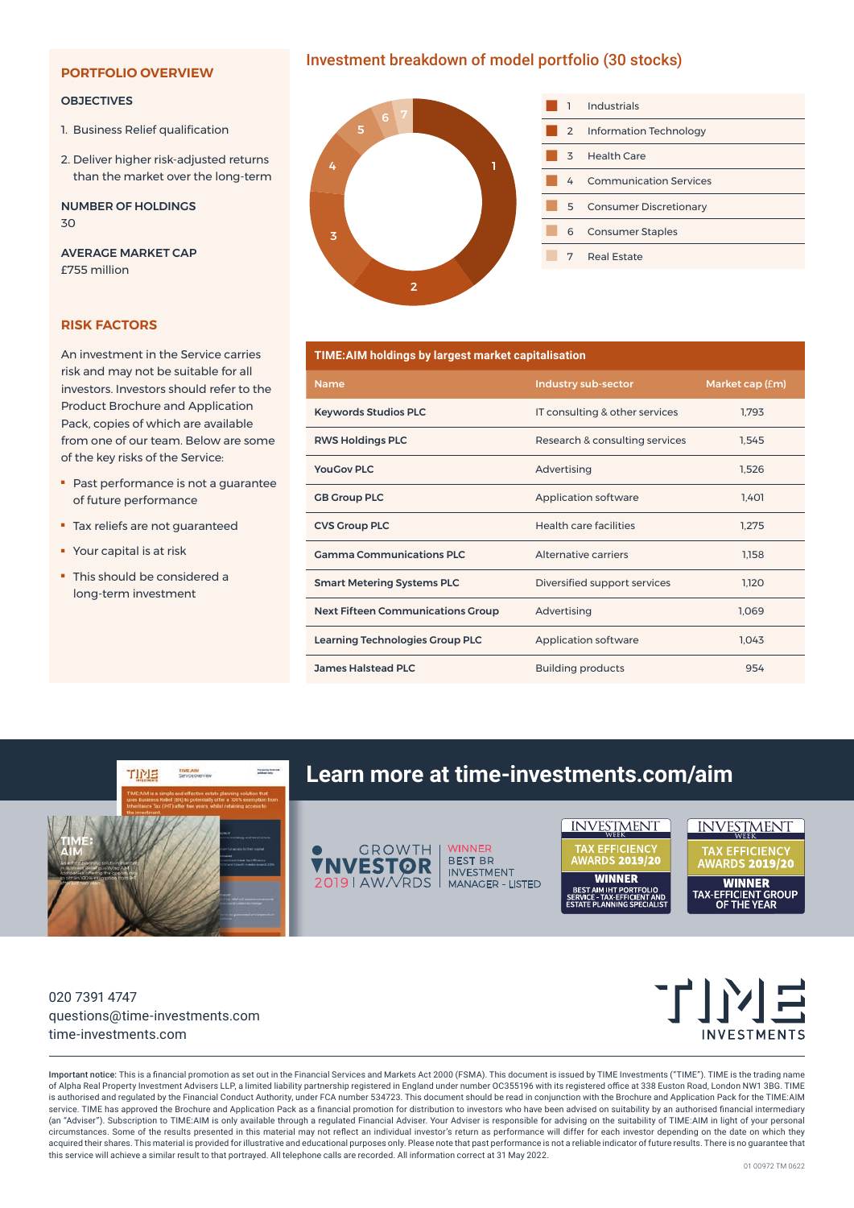## PORTFOLIO OVERVIEW

### OBJECTIVES

1. Business Relief qualification
2. Deliver higher risk-adjusted returns than the market over the long-term

**NUMBER OF HOLDINGS**
30

**AVERAGE MARKET CAP**
£755 million

## RISK FACTORS

An investment in the Service carries risk and may not be suitable for all investors. Investors should refer to the Product Brochure and Application Pack, copies of which are available from one of our team. Below are some of the key risks of the Service:

- Past performance is not a guarantee of future performance
- Tax reliefs are not guaranteed
- Your capital is at risk
- This should be considered a long-term investment

## Investment breakdown of model portfolio (30 stocks)

1 2 3 4 5 6 7

1 Industrials
2 Information Technology
3 Health Care
4 Communication Services
5 Consumer Discretionary
6 Consumer Staples
7 Real Estate

## TIME:AIM holdings by largest market capitalisation

| Name | Industry sub-sector | Market cap (£m) |
|---|---|---|
| Keywords Studios PLC | IT consulting & other services | 1,793 |
| RWS Holdings PLC | Research & consulting services | 1,545 |
| YouGov PLC | Advertising | 1,526 |
| GB Group PLC | Application software | 1,401 |
| CVS Group PLC | Health care facilities | 1,275 |
| Gamma Communications PLC | Alternative carriers | 1,158 |
| Smart Metering Systems PLC | Diversified support services | 1,120 |
| Next Fifteen Communications Group | Advertising | 1,069 |
| Learning Technologies Group PLC | Application software | 1,043 |
| James Halstead PLC | Building products | 954 |

## Learn more at time-investments.com/aim

GROWTH INVESTOR 2019 | AWARDS — WINNER BEST BR INVESTMENT MANAGER - LISTED

INVESTMENT WEEK TAX EFFICIENCY AWARDS 2019/20 — WINNER BEST AIM IHT PORTFOLIO SERVICE - TAX-EFFICIENT AND ESTATE PLANNING SPECIALIST

INVESTMENT WEEK TAX EFFICIENCY AWARDS 2019/20 — WINNER TAX-EFFICIENT GROUP OF THE YEAR

020 7391 4747
questions@time-investments.com
time-investments.com

TIME INVESTMENTS

**Important notice:** This is a financial promotion as set out in the Financial Services and Markets Act 2000 (FSMA). This document is issued by TIME Investments ("TIME"). TIME is the trading name of Alpha Real Property Investment Advisers LLP, a limited liability partnership registered in England under number OC355196 with its registered office at 338 Euston Road, London NW1 3BG. TIME is authorised and regulated by the Financial Conduct Authority, under FCA number 534723. This document should be read in conjunction with the Brochure and Application Pack for the TIME:AIM service. TIME has approved the Brochure and Application Pack as a financial promotion for distribution to investors who have been advised on suitability by an authorised financial intermediary (an "Adviser"). Subscription to TIME:AIM is only available through a regulated Financial Adviser. Your Adviser is responsible for advising on the suitability of TIME:AIM in light of your personal circumstances. Some of the results presented in this material may not reflect an individual investor's return as performance will differ for each investor depending on the date on which they acquired their shares. This material is provided for illustrative and educational purposes only. Please note that past performance is not a reliable indicator of future results. There is no guarantee that this service will achieve a similar result to that portrayed. All telephone calls are recorded. All information correct at 31 May 2022.

01 00972 TM 0622